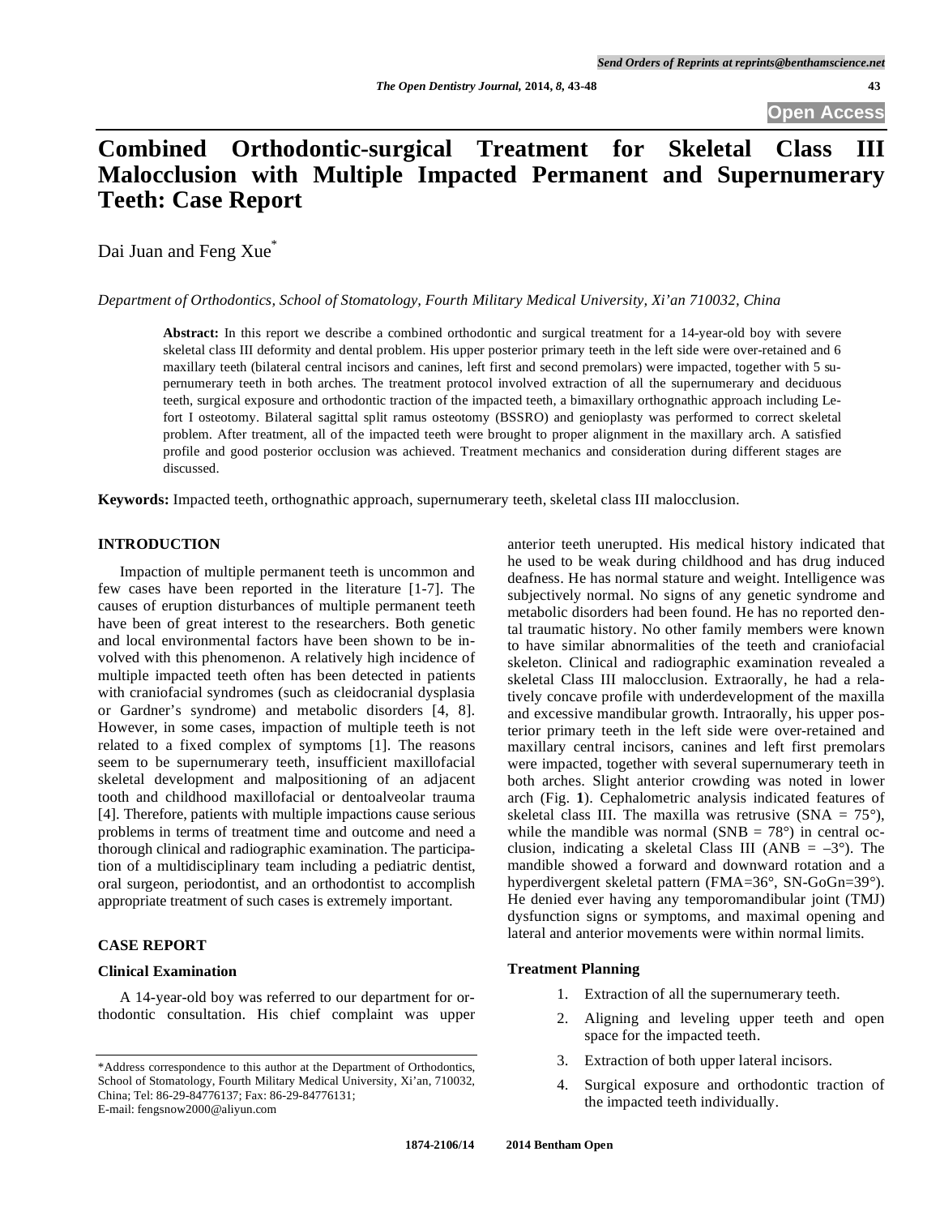# Combined Orthodontic-surgical Treatment for Skeletal Class III Malocclusion with Multiple Impacted Permanent and Supernumerary Teeth: Case Report

Dai Juan and Feng Xue*

*Department of Orthodontics, School of Stomatology, Fourth Military Medical University, Xi'an 710032, China*

**Abstract:** In this report we describe a combined orthodontic and surgical treatment for a 14-year-old boy with severe skeletal class III deformity and dental problem. His upper posterior primary teeth in the left side were over-retained and 6 maxillary teeth (bilateral central incisors and canines, left first and second premolars) were impacted, together with 5 supernumerary teeth in both arches. The treatment protocol involved extraction of all the supernumerary and deciduous teeth, surgical exposure and orthodontic traction of the impacted teeth, a bimaxillary orthognathic approach including Lefort I osteotomy. Bilateral sagittal split ramus osteotomy (BSSRO) and genioplasty was performed to correct skeletal problem. After treatment, all of the impacted teeth were brought to proper alignment in the maxillary arch. A satisfied profile and good posterior occlusion was achieved. Treatment mechanics and consideration during different stages are discussed.

**Keywords:** Impacted teeth, orthognathic approach, supernumerary teeth, skeletal class III malocclusion.

## INTRODUCTION

Impaction of multiple permanent teeth is uncommon and few cases have been reported in the literature [1-7]. The causes of eruption disturbances of multiple permanent teeth have been of great interest to the researchers. Both genetic and local environmental factors have been shown to be involved with this phenomenon. A relatively high incidence of multiple impacted teeth often has been detected in patients with craniofacial syndromes (such as cleidocranial dysplasia or Gardner's syndrome) and metabolic disorders [4, 8]. However, in some cases, impaction of multiple teeth is not related to a fixed complex of symptoms [1]. The reasons seem to be supernumerary teeth, insufficient maxillofacial skeletal development and malpositioning of an adjacent tooth and childhood maxillofacial or dentoalveolar trauma [4]. Therefore, patients with multiple impactions cause serious problems in terms of treatment time and outcome and need a thorough clinical and radiographic examination. The participation of a multidisciplinary team including a pediatric dentist, oral surgeon, periodontist, and an orthodontist to accomplish appropriate treatment of such cases is extremely important.

## CASE REPORT

### Clinical Examination

A 14-year-old boy was referred to our department for orthodontic consultation. His chief complaint was upper anterior teeth unerupted. His medical history indicated that he used to be weak during childhood and has drug induced deafness. He has normal stature and weight. Intelligence was subjectively normal. No signs of any genetic syndrome and metabolic disorders had been found. He has no reported dental traumatic history. No other family members were known to have similar abnormalities of the teeth and craniofacial skeleton. Clinical and radiographic examination revealed a skeletal Class III malocclusion. Extraorally, he had a relatively concave profile with underdevelopment of the maxilla and excessive mandibular growth. Intraorally, his upper posterior primary teeth in the left side were over-retained and maxillary central incisors, canines and left first premolars were impacted, together with several supernumerary teeth in both arches. Slight anterior crowding was noted in lower arch (Fig. **1**). Cephalometric analysis indicated features of skeletal class III. The maxilla was retrusive (SNA = 75°), while the mandible was normal (SNB = 78°) in central occlusion, indicating a skeletal Class III (ANB = –3°). The mandible showed a forward and downward rotation and a hyperdivergent skeletal pattern (FMA=36°, SN-GoGn=39°). He denied ever having any temporomandibular joint (TMJ) dysfunction signs or symptoms, and maximal opening and lateral and anterior movements were within normal limits.

### Treatment Planning

1. Extraction of all the supernumerary teeth.
2. Aligning and leveling upper teeth and open space for the impacted teeth.
3. Extraction of both upper lateral incisors.
4. Surgical exposure and orthodontic traction of the impacted teeth individually.

*Address correspondence to this author at the Department of Orthodontics, School of Stomatology, Fourth Military Medical University, Xi'an, 710032, China; Tel: 86-29-84776137; Fax: 86-29-84776131; E-mail: fengsnow2000@aliyun.com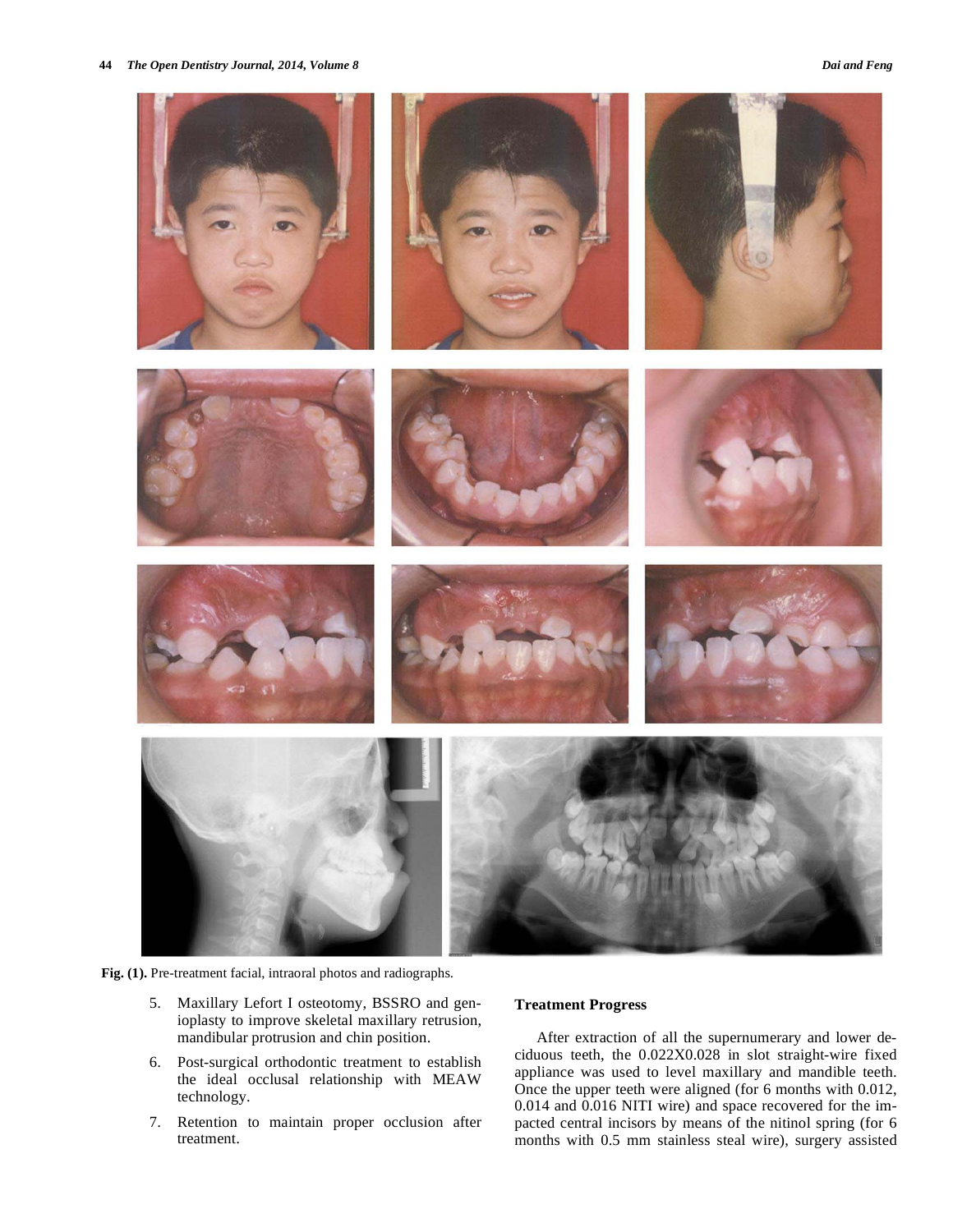Fig. (1). Pre-treatment facial, intraoral photos and radiographs.

5. Maxillary Lefort I osteotomy, BSSRO and genioplasty to improve skeletal maxillary retrusion, mandibular protrusion and chin position.
6. Post-surgical orthodontic treatment to establish the ideal occlusal relationship with MEAW technology.
7. Retention to maintain proper occlusion after treatment.

## Treatment Progress

After extraction of all the supernumerary and lower deciduous teeth, the 0.022X0.028 in slot straight-wire fixed appliance was used to level maxillary and mandible teeth. Once the upper teeth were aligned (for 6 months with 0.012, 0.014 and 0.016 NITI wire) and space recovered for the impacted central incisors by means of the nitinol spring (for 6 months with 0.5 mm stainless steal wire), surgery assisted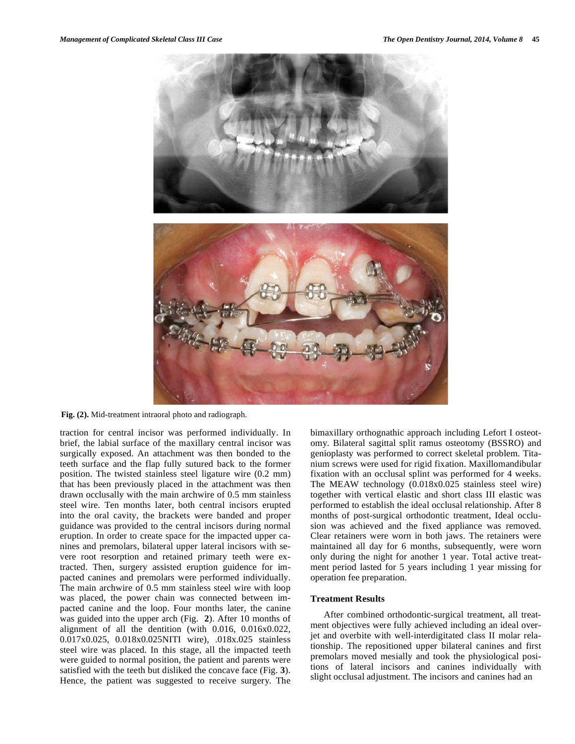Fig. (2). Mid-treatment intraoral photo and radiograph.

traction for central incisor was performed individually. In brief, the labial surface of the maxillary central incisor was surgically exposed. An attachment was then bonded to the teeth surface and the flap fully sutured back to the former position. The twisted stainless steel ligature wire (0.2 mm) that has been previously placed in the attachment was then drawn occlusally with the main archwire of 0.5 mm stainless steel wire. Ten months later, both central incisors erupted into the oral cavity, the brackets were banded and proper guidance was provided to the central incisors during normal eruption. In order to create space for the impacted upper canines and premolars, bilateral upper lateral incisors with severe root resorption and retained primary teeth were extracted. Then, surgery assisted eruption guidence for impacted canines and premolars were performed individually. The main archwire of 0.5 mm stainless steel wire with loop was placed, the power chain was connected between impacted canine and the loop. Four months later, the canine was guided into the upper arch (Fig. **2**). After 10 months of alignment of all the dentition (with 0.016, 0.016x0.022, 0.017x0.025, 0.018x0.025NITI wire), .018x.025 stainless steel wire was placed. In this stage, all the impacted teeth were guided to normal position, the patient and parents were satisfied with the teeth but disliked the concave face (Fig. **3**). Hence, the patient was suggested to receive surgery. The bimaxillary orthognathic approach including Lefort I osteotomy. Bilateral sagittal split ramus osteotomy (BSSRO) and genioplasty was performed to correct skeletal problem. Titanium screws were used for rigid fixation. Maxillomandibular fixation with an occlusal splint was performed for 4 weeks. The MEAW technology (0.018x0.025 stainless steel wire) together with vertical elastic and short class III elastic was performed to establish the ideal occlusal relationship. After 8 months of post-surgical orthodontic treatment, Ideal occlusion was achieved and the fixed appliance was removed. Clear retainers were worn in both jaws. The retainers were maintained all day for 6 months, subsequently, were worn only during the night for another 1 year. Total active treatment period lasted for 5 years including 1 year missing for operation fee preparation.

### Treatment Results

After combined orthodontic-surgical treatment, all treatment objectives were fully achieved including an ideal overjet and overbite with well-interdigitated class II molar relationship. The repositioned upper bilateral canines and first premolars moved mesially and took the physiological positions of lateral incisors and canines individually with slight occlusal adjustment. The incisors and canines had an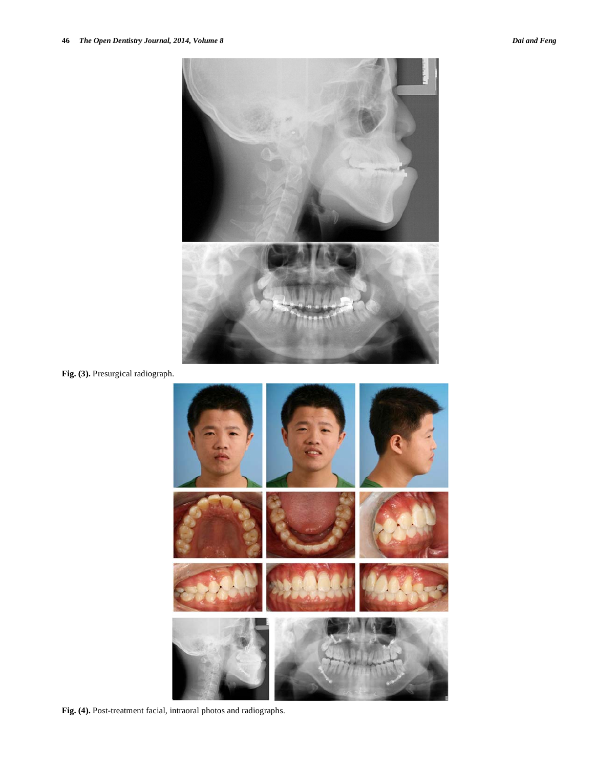Fig. (3). Presurgical radiograph.

Fig. (4). Post-treatment facial, intraoral photos and radiographs.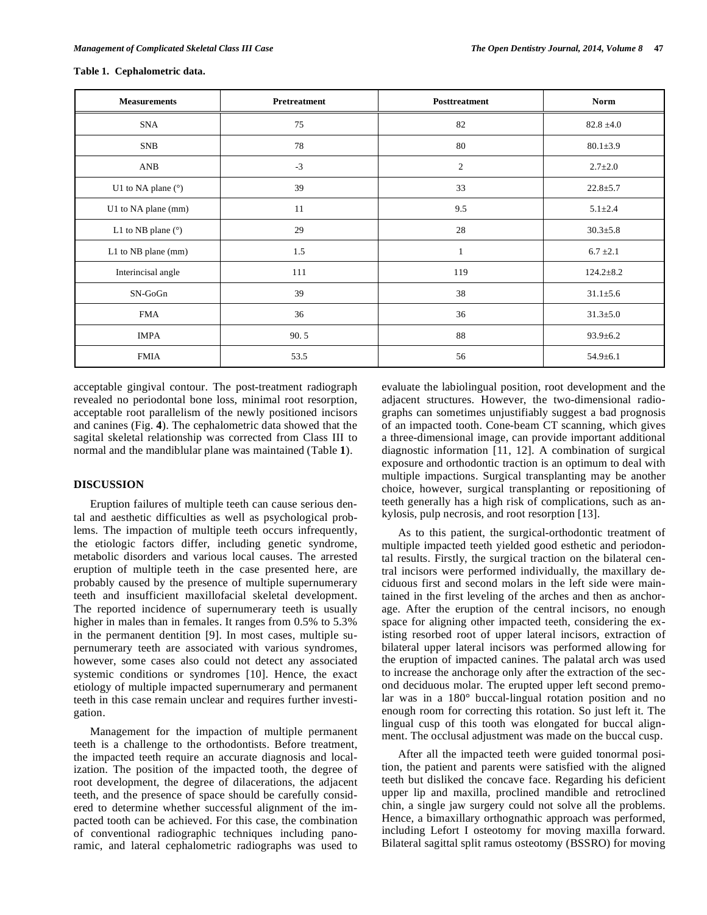**Table 1. Cephalometric data.**

| Measurements | Pretreatment | Posttreatment | Norm |
|---|---|---|---|
| SNA | 75 | 82 | 82.8 ±4.0 |
| SNB | 78 | 80 | 80.1±3.9 |
| ANB | -3 | 2 | 2.7±2.0 |
| U1 to NA plane (°) | 39 | 33 | 22.8±5.7 |
| U1 to NA plane (mm) | 11 | 9.5 | 5.1±2.4 |
| L1 to NB plane (°) | 29 | 28 | 30.3±5.8 |
| L1 to NB plane (mm) | 1.5 | 1 | 6.7 ±2.1 |
| Interincisal angle | 111 | 119 | 124.2±8.2 |
| SN-GoGn | 39 | 38 | 31.1±5.6 |
| FMA | 36 | 36 | 31.3±5.0 |
| IMPA | 90. 5 | 88 | 93.9±6.2 |
| FMIA | 53.5 | 56 | 54.9±6.1 |

acceptable gingival contour. The post-treatment radiograph revealed no periodontal bone loss, minimal root resorption, acceptable root parallelism of the newly positioned incisors and canines (Fig. **4**). The cephalometric data showed that the sagital skeletal relationship was corrected from Class III to normal and the mandiblular plane was maintained (Table **1**).

## DISCUSSION

Eruption failures of multiple teeth can cause serious dental and aesthetic difficulties as well as psychological problems. The impaction of multiple teeth occurs infrequently, the etiologic factors differ, including genetic syndrome, metabolic disorders and various local causes. The arrested eruption of multiple teeth in the case presented here, are probably caused by the presence of multiple supernumerary teeth and insufficient maxillofacial skeletal development. The reported incidence of supernumerary teeth is usually higher in males than in females. It ranges from 0.5% to 5.3% in the permanent dentition [9]. In most cases, multiple supernumerary teeth are associated with various syndromes, however, some cases also could not detect any associated systemic conditions or syndromes [10]. Hence, the exact etiology of multiple impacted supernumerary and permanent teeth in this case remain unclear and requires further investigation.

Management for the impaction of multiple permanent teeth is a challenge to the orthodontists. Before treatment, the impacted teeth require an accurate diagnosis and localization. The position of the impacted tooth, the degree of root development, the degree of dilacerations, the adjacent teeth, and the presence of space should be carefully considered to determine whether successful alignment of the impacted tooth can be achieved. For this case, the combination of conventional radiographic techniques including panoramic, and lateral cephalometric radiographs was used to evaluate the labiolingual position, root development and the adjacent structures. However, the two-dimensional radiographs can sometimes unjustifiably suggest a bad prognosis of an impacted tooth. Cone-beam CT scanning, which gives a three-dimensional image, can provide important additional diagnostic information [11, 12]. A combination of surgical exposure and orthodontic traction is an optimum to deal with multiple impactions. Surgical transplanting may be another choice, however, surgical transplanting or repositioning of teeth generally has a high risk of complications, such as ankylosis, pulp necrosis, and root resorption [13].

As to this patient, the surgical-orthodontic treatment of multiple impacted teeth yielded good esthetic and periodontal results. Firstly, the surgical traction on the bilateral central incisors were performed individually, the maxillary deciduous first and second molars in the left side were maintained in the first leveling of the arches and then as anchorage. After the eruption of the central incisors, no enough space for aligning other impacted teeth, considering the existing resorbed root of upper lateral incisors, extraction of bilateral upper lateral incisors was performed allowing for the eruption of impacted canines. The palatal arch was used to increase the anchorage only after the extraction of the second deciduous molar. The erupted upper left second premolar was in a 180° buccal-lingual rotation position and no enough room for correcting this rotation. So just left it. The lingual cusp of this tooth was elongated for buccal alignment. The occlusal adjustment was made on the buccal cusp.

After all the impacted teeth were guided tonormal position, the patient and parents were satisfied with the aligned teeth but disliked the concave face. Regarding his deficient upper lip and maxilla, proclined mandible and retroclined chin, a single jaw surgery could not solve all the problems. Hence, a bimaxillary orthognathic approach was performed, including Lefort I osteotomy for moving maxilla forward. Bilateral sagittal split ramus osteotomy (BSSRO) for moving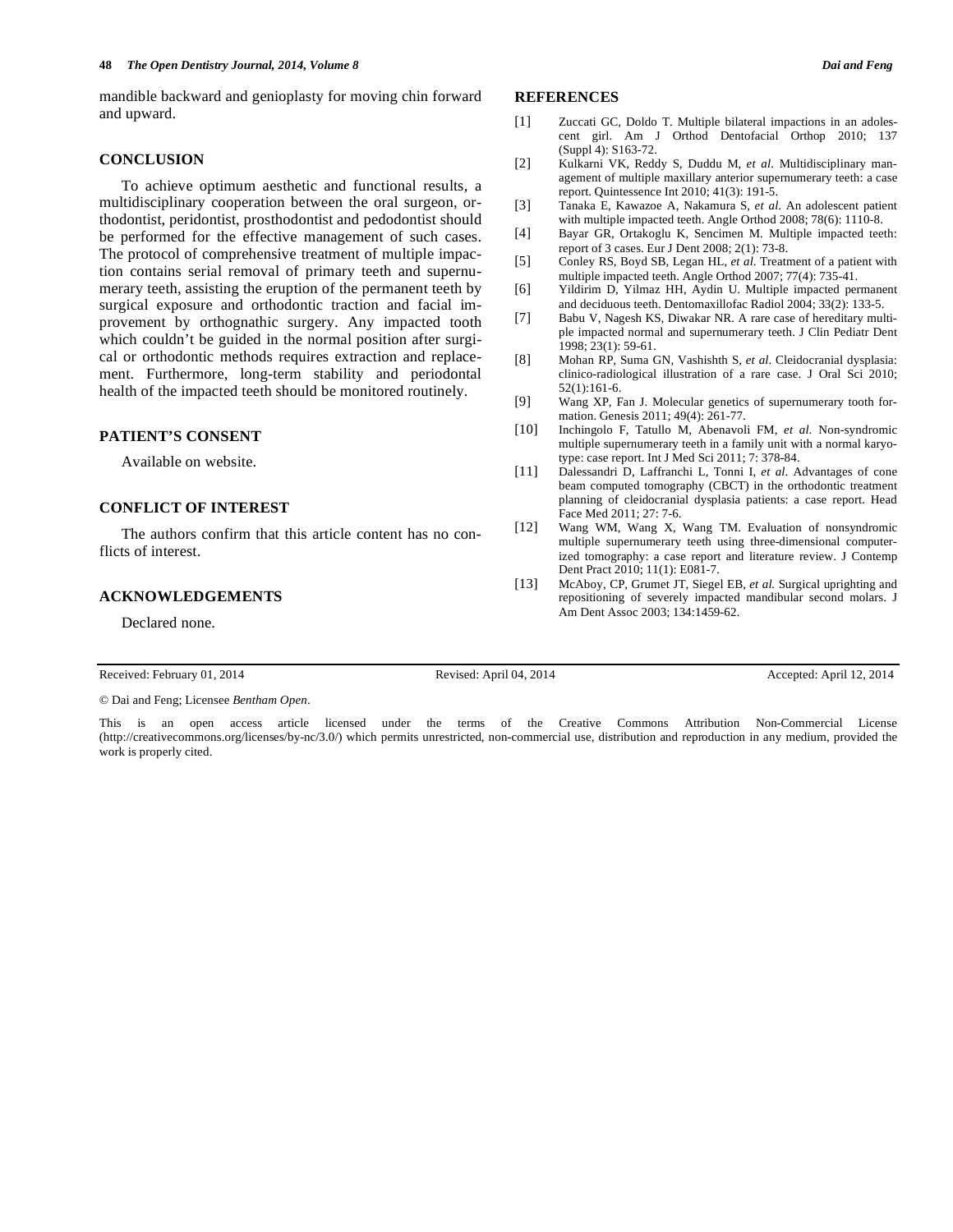mandible backward and genioplasty for moving chin forward and upward.

## CONCLUSION

To achieve optimum aesthetic and functional results, a multidisciplinary cooperation between the oral surgeon, orthodontist, peridontist, prosthodontist and pedodontist should be performed for the effective management of such cases. The protocol of comprehensive treatment of multiple impaction contains serial removal of primary teeth and supernumerary teeth, assisting the eruption of the permanent teeth by surgical exposure and orthodontic traction and facial improvement by orthognathic surgery. Any impacted tooth which couldn't be guided in the normal position after surgical or orthodontic methods requires extraction and replacement. Furthermore, long-term stability and periodontal health of the impacted teeth should be monitored routinely.

## PATIENT'S CONSENT

Available on website.

## CONFLICT OF INTEREST

The authors confirm that this article content has no conflicts of interest.

## ACKNOWLEDGEMENTS

Declared none.

## REFERENCES

[1] Zuccati GC, Doldo T. Multiple bilateral impactions in an adolescent girl. Am J Orthod Dentofacial Orthop 2010; 137 (Suppl 4): S163-72.

[2] Kulkarni VK, Reddy S, Duddu M, *et al*. Multidisciplinary management of multiple maxillary anterior supernumerary teeth: a case report. Quintessence Int 2010; 41(3): 191-5.

[3] Tanaka E, Kawazoe A, Nakamura S, *et al*. An adolescent patient with multiple impacted teeth. Angle Orthod 2008; 78(6): 1110-8.

[4] Bayar GR, Ortakoglu K, Sencimen M. Multiple impacted teeth: report of 3 cases. Eur J Dent 2008; 2(1): 73-8.

[5] Conley RS, Boyd SB, Legan HL, *et al*. Treatment of a patient with multiple impacted teeth. Angle Orthod 2007; 77(4): 735-41.

[6] Yildirim D, Yilmaz HH, Aydin U. Multiple impacted permanent and deciduous teeth. Dentomaxillofac Radiol 2004; 33(2): 133-5.

[7] Babu V, Nagesh KS, Diwakar NR. A rare case of hereditary multiple impacted normal and supernumerary teeth. J Clin Pediatr Dent 1998; 23(1): 59-61.

[8] Mohan RP, Suma GN, Vashishth S, *et al*. Cleidocranial dysplasia: clinico-radiological illustration of a rare case. J Oral Sci 2010; 52(1):161-6.

[9] Wang XP, Fan J. Molecular genetics of supernumerary tooth formation. Genesis 2011; 49(4): 261-77.

[10] Inchingolo F, Tatullo M, Abenavoli FM, *et al.* Non-syndromic multiple supernumerary teeth in a family unit with a normal karyotype: case report. Int J Med Sci 2011; 7: 378-84.

[11] Dalessandri D, Laffranchi L, Tonni I, *et al*. Advantages of cone beam computed tomography (CBCT) in the orthodontic treatment planning of cleidocranial dysplasia patients: a case report. Head Face Med 2011; 27: 7-6.

[12] Wang WM, Wang X, Wang TM. Evaluation of nonsyndromic multiple supernumerary teeth using three-dimensional computerized tomography: a case report and literature review. J Contemp Dent Pract 2010; 11(1): E081-7.

[13] McAboy, CP, Grumet JT, Siegel EB, *et al.* Surgical uprighting and repositioning of severely impacted mandibular second molars. J Am Dent Assoc 2003; 134:1459-62.

Received: February 01, 2014 Revised: April 04, 2014 Accepted: April 12, 2014

© Dai and Feng; Licensee *Bentham Open*.

This is an open access article licensed under the terms of the Creative Commons Attribution Non-Commercial License (http://creativecommons.org/licenses/by-nc/3.0/) which permits unrestricted, non-commercial use, distribution and reproduction in any medium, provided the work is properly cited.